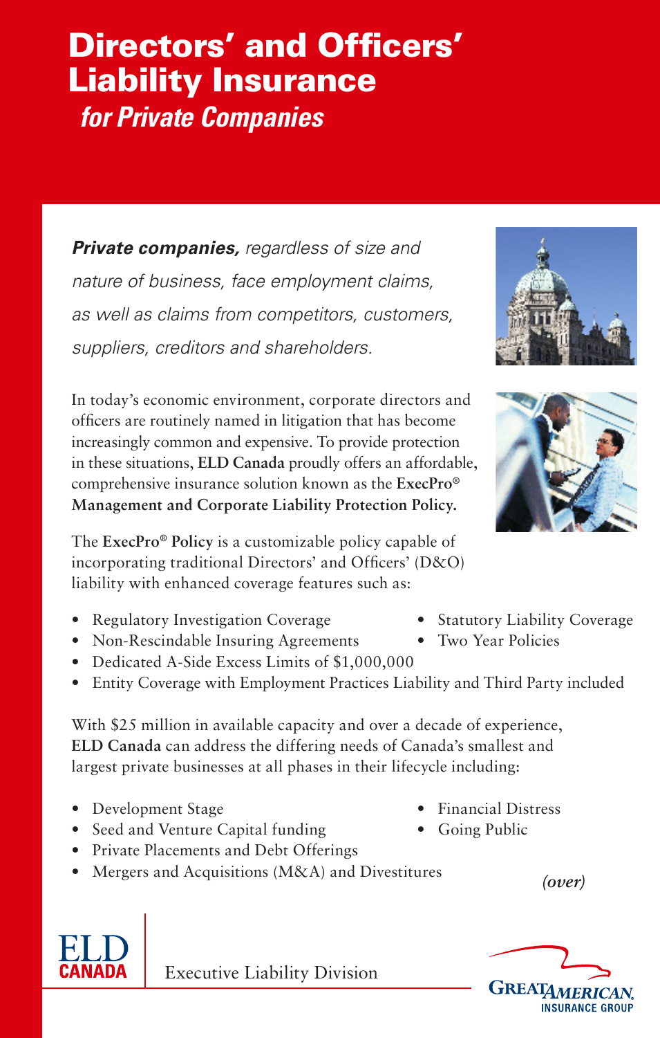# Directors' and Officers' Liability Insurance

## *for Private Companies*

***Private companies,*** *regardless of size and nature of business, face employment claims, as well as claims from competitors, customers, suppliers, creditors and shareholders.*

In today's economic environment, corporate directors and officers are routinely named in litigation that has become increasingly common and expensive. To provide protection in these situations, **ELD Canada** proudly offers an affordable, comprehensive insurance solution known as the **ExecPro® Management and Corporate Liability Protection Policy.**

The **ExecPro® Policy** is a customizable policy capable of incorporating traditional Directors' and Officers' (D&O) liability with enhanced coverage features such as:

- Regulatory Investigation Coverage
- Non-Rescindable Insuring Agreements
- Dedicated A-Side Excess Limits of $1,000,000
- Entity Coverage with Employment Practices Liability and Third Party included
- Statutory Liability Coverage
- Two Year Policies

With $25 million in available capacity and over a decade of experience, **ELD Canada** can address the differing needs of Canada's smallest and largest private businesses at all phases in their lifecycle including:

- Development Stage
- Seed and Venture Capital funding
- Private Placements and Debt Offerings
- Mergers and Acquisitions (M&A) and Divestitures
- Financial Distress
- Going Public

*(over)*

ELD CANADA | Executive Liability Division

GREAT AMERICAN INSURANCE GROUP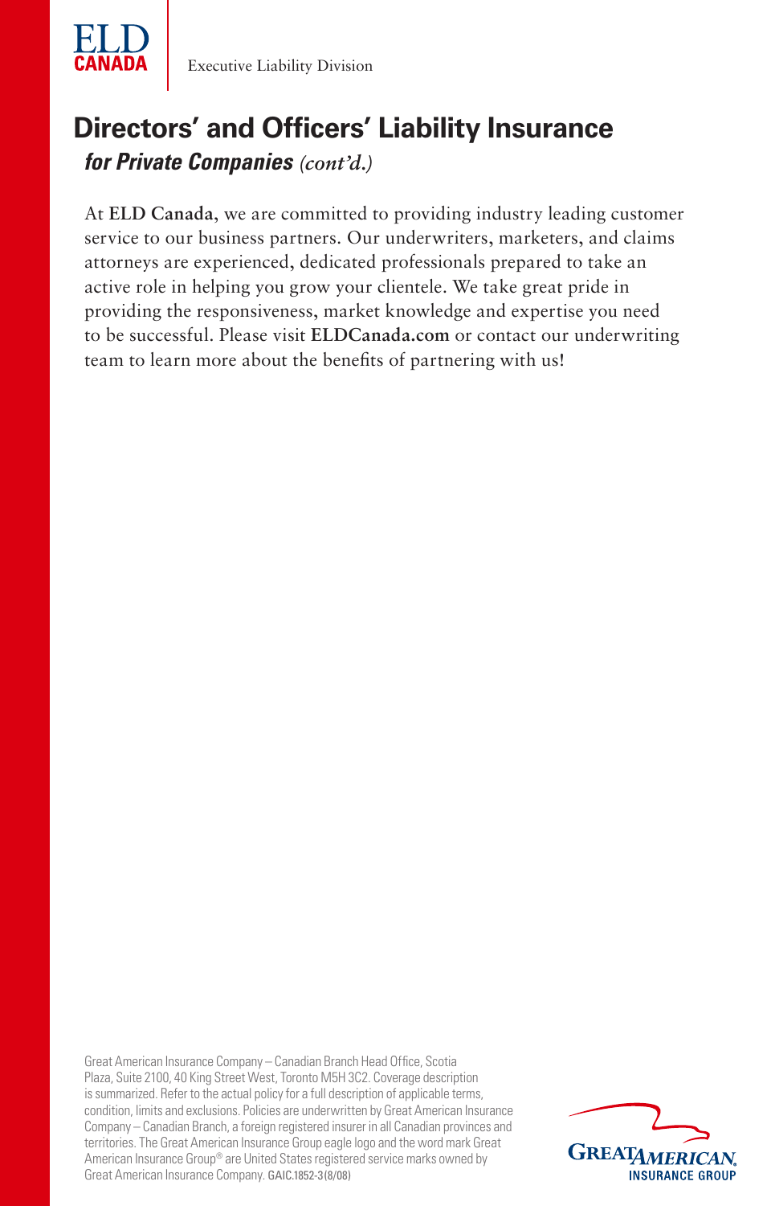ELD
CANADA

Executive Liability Division

# Directors' and Officers' Liability Insurance

***for Private Companies*** *(cont'd.)*

At **ELD Canada**, we are committed to providing industry leading customer service to our business partners. Our underwriters, marketers, and claims attorneys are experienced, dedicated professionals prepared to take an active role in helping you grow your clientele. We take great pride in providing the responsiveness, market knowledge and expertise you need to be successful. Please visit **ELDCanada.com** or contact our underwriting team to learn more about the benefits of partnering with us!

Great American Insurance Company – Canadian Branch Head Office, Scotia Plaza, Suite 2100, 40 King Street West, Toronto M5H 3C2. Coverage description is summarized. Refer to the actual policy for a full description of applicable terms, condition, limits and exclusions. Policies are underwritten by Great American Insurance Company – Canadian Branch, a foreign registered insurer in all Canadian provinces and territories. The Great American Insurance Group eagle logo and the word mark Great American Insurance Group® are United States registered service marks owned by Great American Insurance Company. GAIC.1852-3(8/08)

GREAT AMERICAN
INSURANCE GROUP